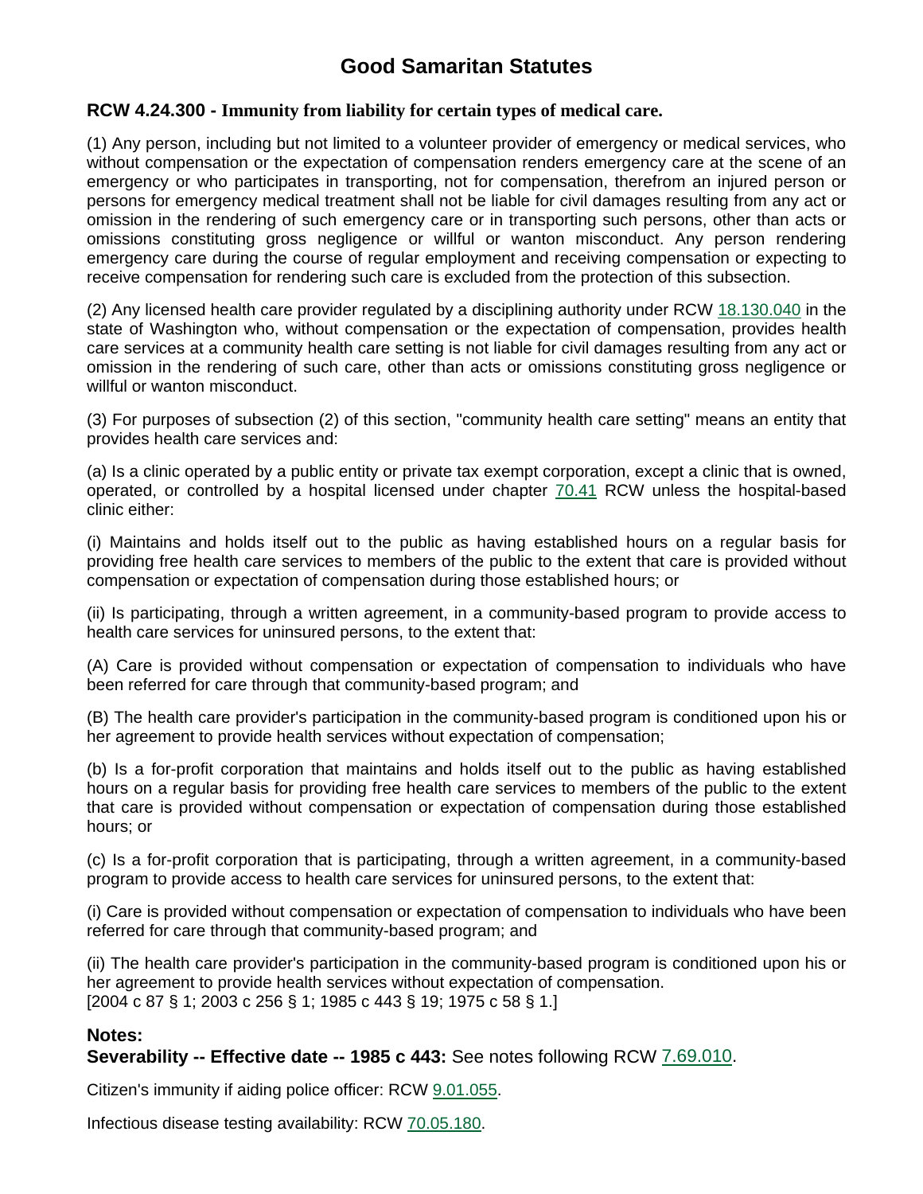# Good Samaritan Statutes

## RCW 4.24.300 - Immunity from liability for certain types of medical care.

(1) Any person, including but not limited to a volunteer provider of emergency or medical services, who without compensation or the expectation of compensation renders emergency care at the scene of an emergency or who participates in transporting, not for compensation, therefrom an injured person or persons for emergency medical treatment shall not be liable for civil damages resulting from any act or omission in the rendering of such emergency care or in transporting such persons, other than acts or omissions constituting gross negligence or willful or wanton misconduct. Any person rendering emergency care during the course of regular employment and receiving compensation or expecting to receive compensation for rendering such care is excluded from the protection of this subsection.

(2) Any licensed health care provider regulated by a disciplining authority under RCW 18.130.040 in the state of Washington who, without compensation or the expectation of compensation, provides health care services at a community health care setting is not liable for civil damages resulting from any act or omission in the rendering of such care, other than acts or omissions constituting gross negligence or willful or wanton misconduct.

(3) For purposes of subsection (2) of this section, "community health care setting" means an entity that provides health care services and:

(a) Is a clinic operated by a public entity or private tax exempt corporation, except a clinic that is owned, operated, or controlled by a hospital licensed under chapter 70.41 RCW unless the hospital-based clinic either:

(i) Maintains and holds itself out to the public as having established hours on a regular basis for providing free health care services to members of the public to the extent that care is provided without compensation or expectation of compensation during those established hours; or

(ii) Is participating, through a written agreement, in a community-based program to provide access to health care services for uninsured persons, to the extent that:

(A) Care is provided without compensation or expectation of compensation to individuals who have been referred for care through that community-based program; and

(B) The health care provider's participation in the community-based program is conditioned upon his or her agreement to provide health services without expectation of compensation;

(b) Is a for-profit corporation that maintains and holds itself out to the public as having established hours on a regular basis for providing free health care services to members of the public to the extent that care is provided without compensation or expectation of compensation during those established hours; or

(c) Is a for-profit corporation that is participating, through a written agreement, in a community-based program to provide access to health care services for uninsured persons, to the extent that:

(i) Care is provided without compensation or expectation of compensation to individuals who have been referred for care through that community-based program; and

(ii) The health care provider's participation in the community-based program is conditioned upon his or her agreement to provide health services without expectation of compensation.
[2004 c 87 § 1; 2003 c 256 § 1; 1985 c 443 § 19; 1975 c 58 § 1.]

**Notes:**
**Severability -- Effective date -- 1985 c 443:** See notes following RCW 7.69.010.

Citizen's immunity if aiding police officer: RCW 9.01.055.

Infectious disease testing availability: RCW 70.05.180.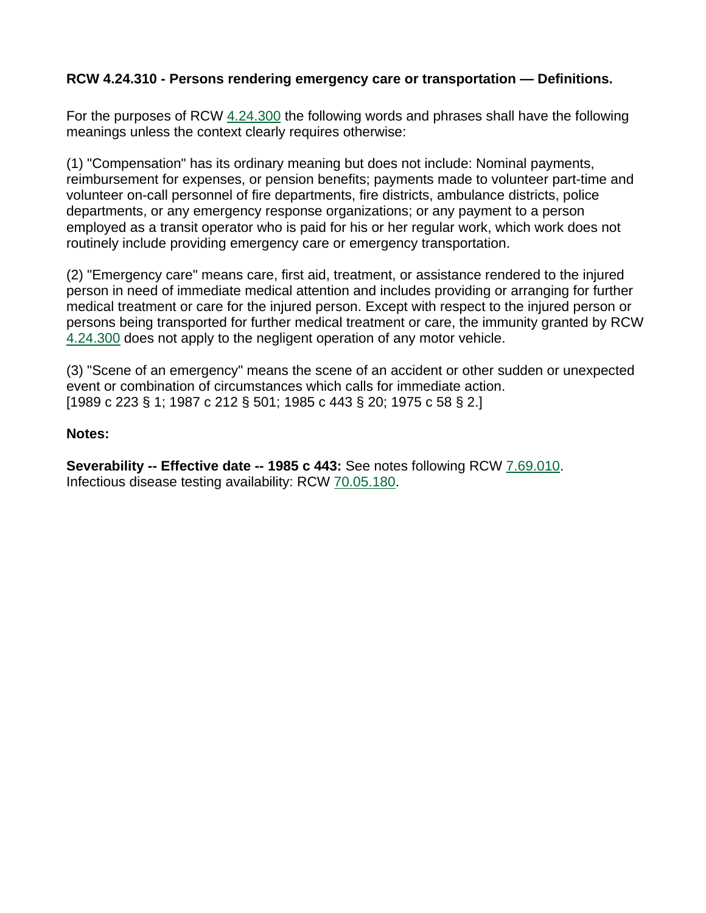**RCW 4.24.310 - Persons rendering emergency care or transportation — Definitions.**

For the purposes of RCW 4.24.300 the following words and phrases shall have the following meanings unless the context clearly requires otherwise:

(1) "Compensation" has its ordinary meaning but does not include: Nominal payments, reimbursement for expenses, or pension benefits; payments made to volunteer part-time and volunteer on-call personnel of fire departments, fire districts, ambulance districts, police departments, or any emergency response organizations; or any payment to a person employed as a transit operator who is paid for his or her regular work, which work does not routinely include providing emergency care or emergency transportation.

(2) "Emergency care" means care, first aid, treatment, or assistance rendered to the injured person in need of immediate medical attention and includes providing or arranging for further medical treatment or care for the injured person. Except with respect to the injured person or persons being transported for further medical treatment or care, the immunity granted by RCW 4.24.300 does not apply to the negligent operation of any motor vehicle.

(3) "Scene of an emergency" means the scene of an accident or other sudden or unexpected event or combination of circumstances which calls for immediate action.
[1989 c 223 § 1; 1987 c 212 § 501; 1985 c 443 § 20; 1975 c 58 § 2.]

**Notes:**

**Severability -- Effective date -- 1985 c 443:** See notes following RCW 7.69.010.
Infectious disease testing availability: RCW 70.05.180.